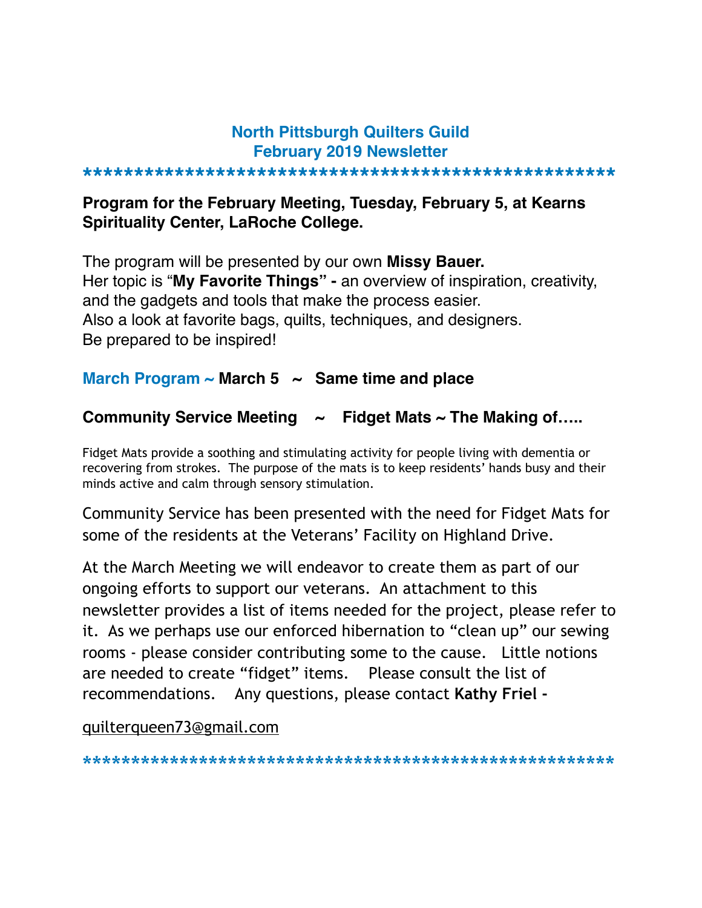# North Pittsburgh Quilters Guild
## February 2019 Newsletter

*****************************************************

**Program for the February Meeting, Tuesday, February 5, at Kearns Spirituality Center, LaRoche College.**

The program will be presented by our own **Missy Bauer.**
Her topic is "**My Favorite Things" -** an overview of inspiration, creativity, and the gadgets and tools that make the process easier.
Also a look at favorite bags, quilts, techniques, and designers.
Be prepared to be inspired!

**March Program ~ March 5 ~ Same time and place**

**Community Service Meeting ~ Fidget Mats ~ The Making of…..**

Fidget Mats provide a soothing and stimulating activity for people living with dementia or recovering from strokes. The purpose of the mats is to keep residents' hands busy and their minds active and calm through sensory stimulation.

Community Service has been presented with the need for Fidget Mats for some of the residents at the Veterans' Facility on Highland Drive.

At the March Meeting we will endeavor to create them as part of our ongoing efforts to support our veterans. An attachment to this newsletter provides a list of items needed for the project, please refer to it. As we perhaps use our enforced hibernation to "clean up" our sewing rooms - please consider contributing some to the cause. Little notions are needed to create "fidget" items. Please consult the list of recommendations. Any questions, please contact **Kathy Friel -**

quilterqueen73@gmail.com

*****************************************************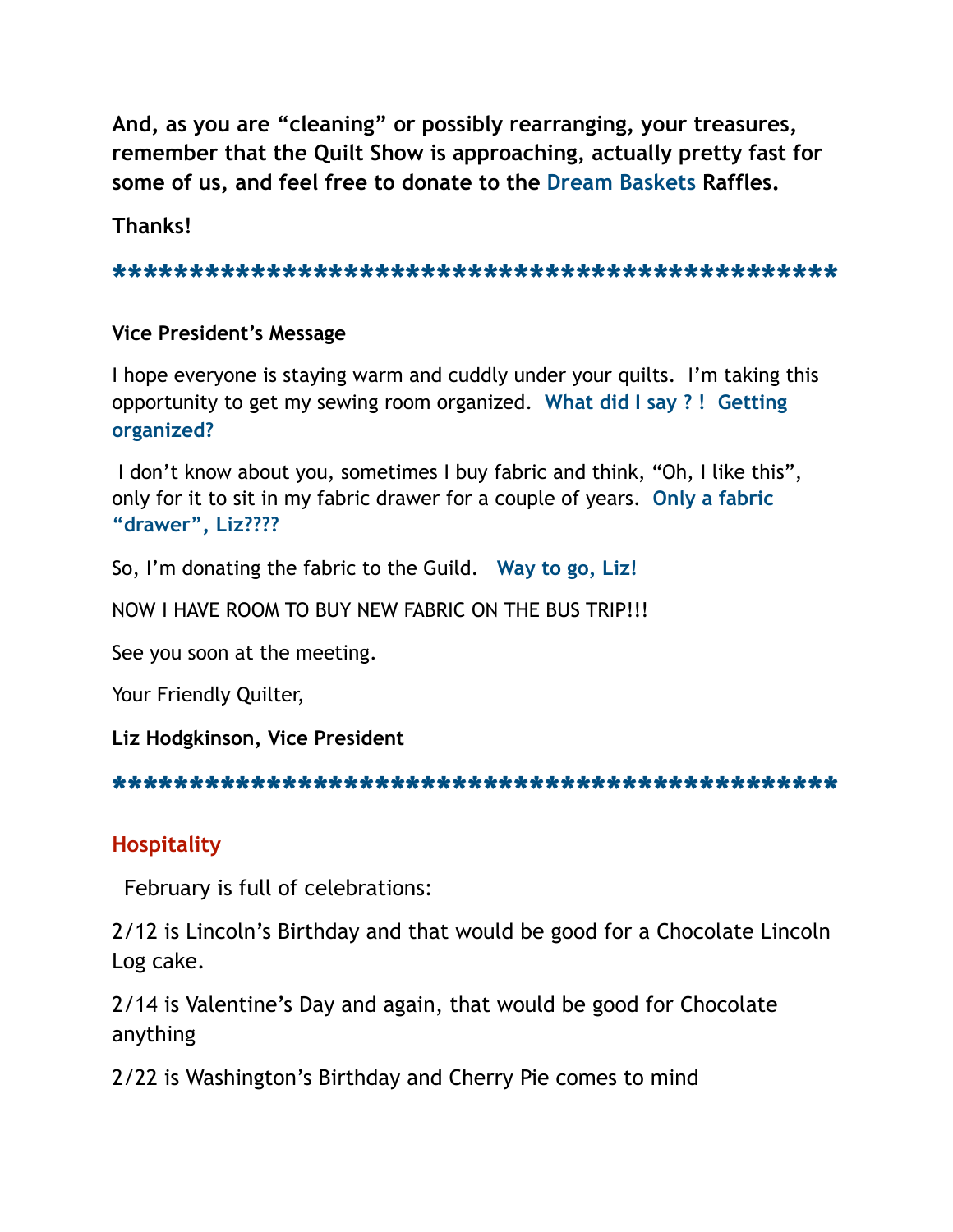**And, as you are “cleaning” or possibly rearranging, your treasures, remember that the Quilt Show is approaching, actually pretty fast for some of us, and feel free to donate to the Dream Baskets Raffles.**

**Thanks!**

**************************************************

**Vice President’s Message**

I hope everyone is staying warm and cuddly under your quilts. I’m taking this opportunity to get my sewing room organized. **What did I say ? ! Getting organized?**

I don’t know about you, sometimes I buy fabric and think, “Oh, I like this”, only for it to sit in my fabric drawer for a couple of years. **Only a fabric “drawer”, Liz????**

So, I’m donating the fabric to the Guild. **Way to go, Liz!**

NOW I HAVE ROOM TO BUY NEW FABRIC ON THE BUS TRIP!!!

See you soon at the meeting.

Your Friendly Quilter,

**Liz Hodgkinson, Vice President**

**************************************************

## Hospitality

February is full of celebrations:

2/12 is Lincoln’s Birthday and that would be good for a Chocolate Lincoln Log cake.

2/14 is Valentine’s Day and again, that would be good for Chocolate anything

2/22 is Washington’s Birthday and Cherry Pie comes to mind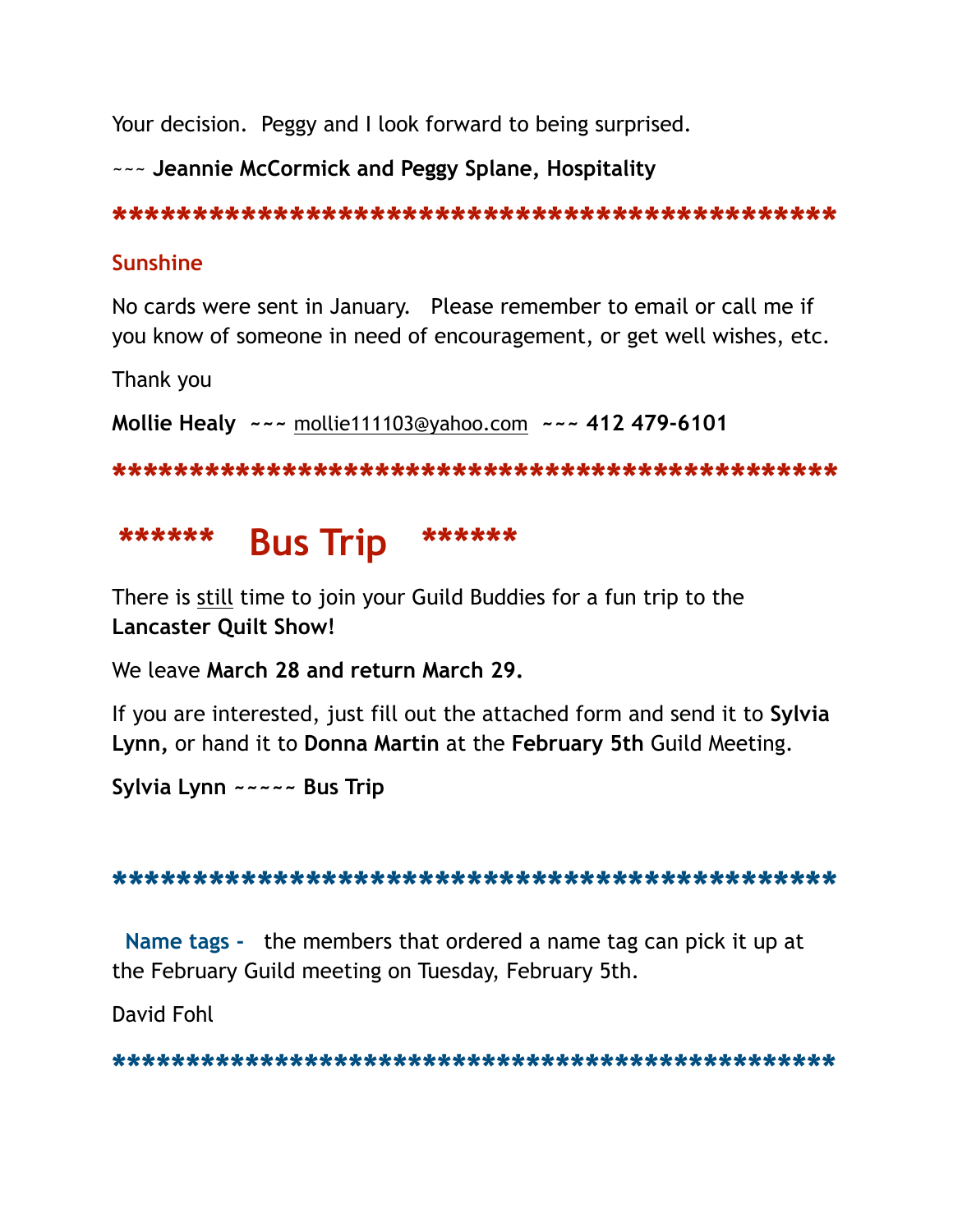Your decision. Peggy and I look forward to being surprised.

~~~ **Jeannie McCormick and Peggy Splane, Hospitality**

**\*\*\*\*\*\*\*\*\*\*\*\*\*\*\*\*\*\*\*\*\*\*\*\*\*\*\*\*\*\*\*\*\*\*\*\*\*\*\*\*\*\*\*\*\*\*\***

## Sunshine

No cards were sent in January. Please remember to email or call me if you know of someone in need of encouragement, or get well wishes, etc.

Thank you

**Mollie Healy** ~~~ mollie111103@yahoo.com ~~~ **412 479-6101**

**\*\*\*\*\*\*\*\*\*\*\*\*\*\*\*\*\*\*\*\*\*\*\*\*\*\*\*\*\*\*\*\*\*\*\*\*\*\*\*\*\*\*\*\*\*\*\***

# ****** Bus Trip ******

There is still time to join your Guild Buddies for a fun trip to the **Lancaster Quilt Show!**

We leave **March 28 and return March 29.**

If you are interested, just fill out the attached form and send it to **Sylvia Lynn,** or hand it to **Donna Martin** at the **February 5th** Guild Meeting.

**Sylvia Lynn ~~~~~ Bus Trip**

**\*\*\*\*\*\*\*\*\*\*\*\*\*\*\*\*\*\*\*\*\*\*\*\*\*\*\*\*\*\*\*\*\*\*\*\*\*\*\*\*\*\*\*\*\*\*\***

**Name tags -** the members that ordered a name tag can pick it up at the February Guild meeting on Tuesday, February 5th.

David Fohl

**\*\*\*\*\*\*\*\*\*\*\*\*\*\*\*\*\*\*\*\*\*\*\*\*\*\*\*\*\*\*\*\*\*\*\*\*\*\*\*\*\*\*\*\*\*\*\***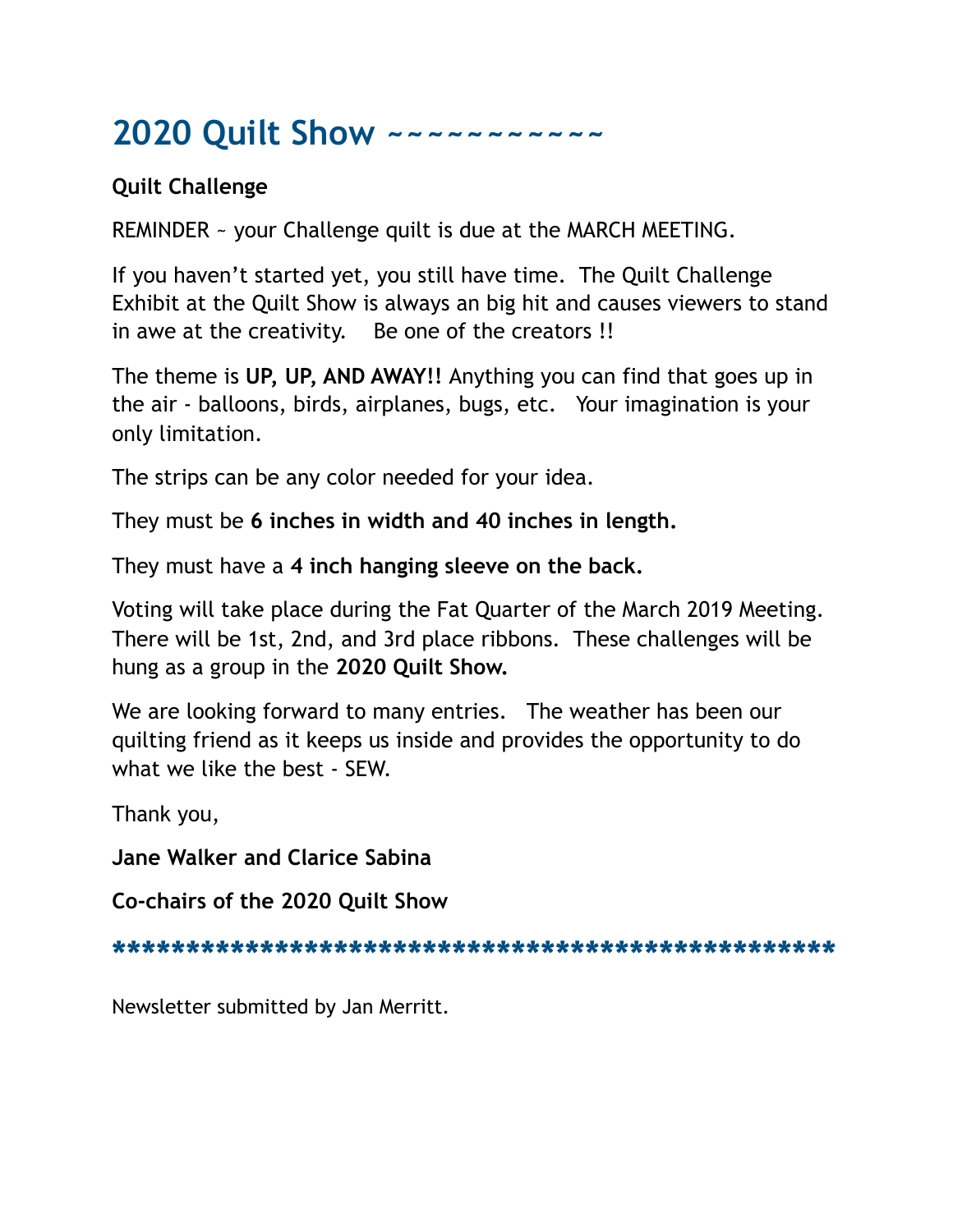# 2020 Quilt Show ~~~~~~~~~~~

**Quilt Challenge**

REMINDER ~ your Challenge quilt is due at the MARCH MEETING.

If you haven't started yet, you still have time. The Quilt Challenge Exhibit at the Quilt Show is always an big hit and causes viewers to stand in awe at the creativity. Be one of the creators !!

The theme is **UP, UP, AND AWAY!!** Anything you can find that goes up in the air - balloons, birds, airplanes, bugs, etc. Your imagination is your only limitation.

The strips can be any color needed for your idea.

They must be **6 inches in width and 40 inches in length.**

They must have a **4 inch hanging sleeve on the back.**

Voting will take place during the Fat Quarter of the March 2019 Meeting. There will be 1st, 2nd, and 3rd place ribbons. These challenges will be hung as a group in the **2020 Quilt Show.**

We are looking forward to many entries. The weather has been our quilting friend as it keeps us inside and provides the opportunity to do what we like the best - SEW.

Thank you,

**Jane Walker and Clarice Sabina**

**Co-chairs of the 2020 Quilt Show**

**************************************************

Newsletter submitted by Jan Merritt.